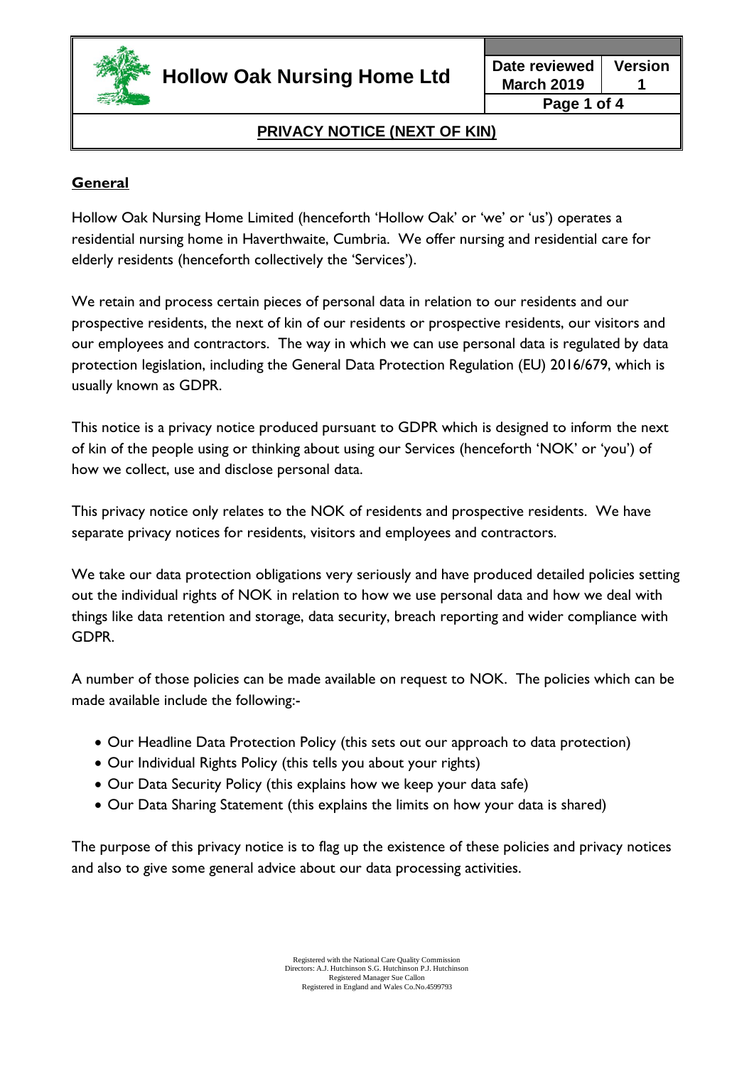# PRIVACY NOTICE (NEXT OF KIN)

## General

Hollow Oak Nursing Home Limited (henceforth 'Hollow Oak' or 'we' or 'us') operates a residential nursing home in Haverthwaite, Cumbria. We offer nursing and residential care for elderly residents (henceforth collectively the 'Services').

We retain and process certain pieces of personal data in relation to our residents and our prospective residents, the next of kin of our residents or prospective residents, our visitors and our employees and contractors. The way in which we can use personal data is regulated by data protection legislation, including the General Data Protection Regulation (EU) 2016/679, which is usually known as GDPR.

This notice is a privacy notice produced pursuant to GDPR which is designed to inform the next of kin of the people using or thinking about using our Services (henceforth 'NOK' or 'you') of how we collect, use and disclose personal data.

This privacy notice only relates to the NOK of residents and prospective residents. We have separate privacy notices for residents, visitors and employees and contractors.

We take our data protection obligations very seriously and have produced detailed policies setting out the individual rights of NOK in relation to how we use personal data and how we deal with things like data retention and storage, data security, breach reporting and wider compliance with GDPR.

A number of those policies can be made available on request to NOK. The policies which can be made available include the following:-

- Our Headline Data Protection Policy (this sets out our approach to data protection)
- Our Individual Rights Policy (this tells you about your rights)
- Our Data Security Policy (this explains how we keep your data safe)
- Our Data Sharing Statement (this explains the limits on how your data is shared)

The purpose of this privacy notice is to flag up the existence of these policies and privacy notices and also to give some general advice about our data processing activities.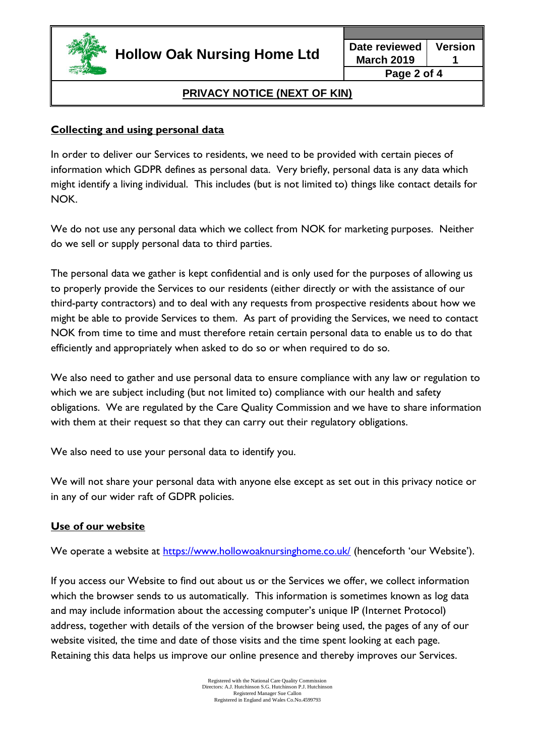## Collecting and using personal data

In order to deliver our Services to residents, we need to be provided with certain pieces of information which GDPR defines as personal data. Very briefly, personal data is any data which might identify a living individual. This includes (but is not limited to) things like contact details for NOK.

We do not use any personal data which we collect from NOK for marketing purposes. Neither do we sell or supply personal data to third parties.

The personal data we gather is kept confidential and is only used for the purposes of allowing us to properly provide the Services to our residents (either directly or with the assistance of our third-party contractors) and to deal with any requests from prospective residents about how we might be able to provide Services to them. As part of providing the Services, we need to contact NOK from time to time and must therefore retain certain personal data to enable us to do that efficiently and appropriately when asked to do so or when required to do so.

We also need to gather and use personal data to ensure compliance with any law or regulation to which we are subject including (but not limited to) compliance with our health and safety obligations. We are regulated by the Care Quality Commission and we have to share information with them at their request so that they can carry out their regulatory obligations.

We also need to use your personal data to identify you.

We will not share your personal data with anyone else except as set out in this privacy notice or in any of our wider raft of GDPR policies.

## Use of our website

We operate a website at https://www.hollowoaknursinghome.co.uk/ (henceforth 'our Website').

If you access our Website to find out about us or the Services we offer, we collect information which the browser sends to us automatically. This information is sometimes known as log data and may include information about the accessing computer's unique IP (Internet Protocol) address, together with details of the version of the browser being used, the pages of any of our website visited, the time and date of those visits and the time spent looking at each page. Retaining this data helps us improve our online presence and thereby improves our Services.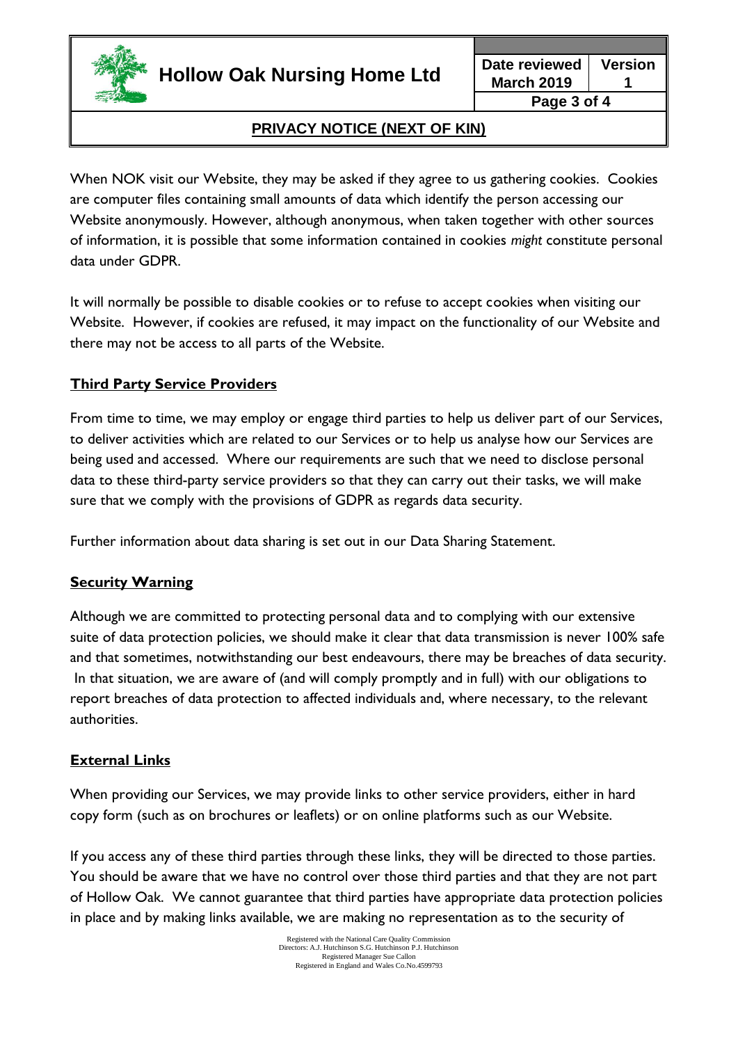When NOK visit our Website, they may be asked if they agree to us gathering cookies. Cookies are computer files containing small amounts of data which identify the person accessing our Website anonymously. However, although anonymous, when taken together with other sources of information, it is possible that some information contained in cookies *might* constitute personal data under GDPR.

It will normally be possible to disable cookies or to refuse to accept cookies when visiting our Website. However, if cookies are refused, it may impact on the functionality of our Website and there may not be access to all parts of the Website.

## Third Party Service Providers

From time to time, we may employ or engage third parties to help us deliver part of our Services, to deliver activities which are related to our Services or to help us analyse how our Services are being used and accessed. Where our requirements are such that we need to disclose personal data to these third-party service providers so that they can carry out their tasks, we will make sure that we comply with the provisions of GDPR as regards data security.

Further information about data sharing is set out in our Data Sharing Statement.

## Security Warning

Although we are committed to protecting personal data and to complying with our extensive suite of data protection policies, we should make it clear that data transmission is never 100% safe and that sometimes, notwithstanding our best endeavours, there may be breaches of data security. In that situation, we are aware of (and will comply promptly and in full) with our obligations to report breaches of data protection to affected individuals and, where necessary, to the relevant authorities.

## External Links

When providing our Services, we may provide links to other service providers, either in hard copy form (such as on brochures or leaflets) or on online platforms such as our Website.

If you access any of these third parties through these links, they will be directed to those parties. You should be aware that we have no control over those third parties and that they are not part of Hollow Oak. We cannot guarantee that third parties have appropriate data protection policies in place and by making links available, we are making no representation as to the security of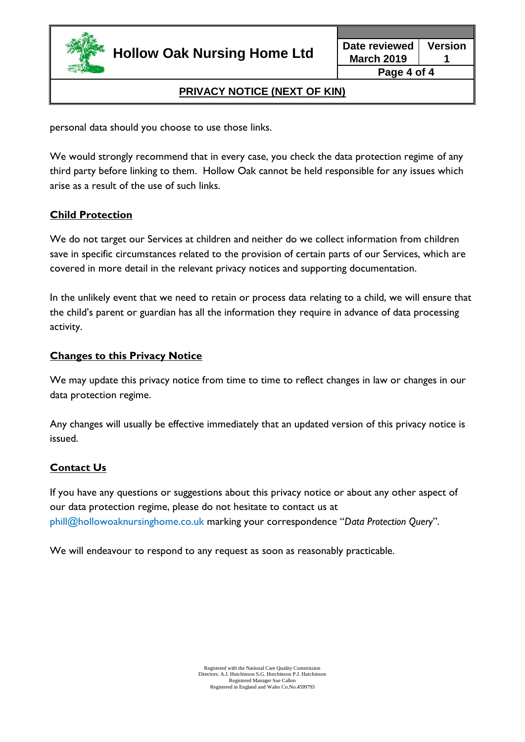personal data should you choose to use those links.

We would strongly recommend that in every case, you check the data protection regime of any third party before linking to them. Hollow Oak cannot be held responsible for any issues which arise as a result of the use of such links.

## Child Protection

We do not target our Services at children and neither do we collect information from children save in specific circumstances related to the provision of certain parts of our Services, which are covered in more detail in the relevant privacy notices and supporting documentation.

In the unlikely event that we need to retain or process data relating to a child, we will ensure that the child's parent or guardian has all the information they require in advance of data processing activity.

## Changes to this Privacy Notice

We may update this privacy notice from time to time to reflect changes in law or changes in our data protection regime.

Any changes will usually be effective immediately that an updated version of this privacy notice is issued.

## Contact Us

If you have any questions or suggestions about this privacy notice or about any other aspect of our data protection regime, please do not hesitate to contact us at phill@hollowoaknursinghome.co.uk marking your correspondence "*Data Protection Query*".

We will endeavour to respond to any request as soon as reasonably practicable.